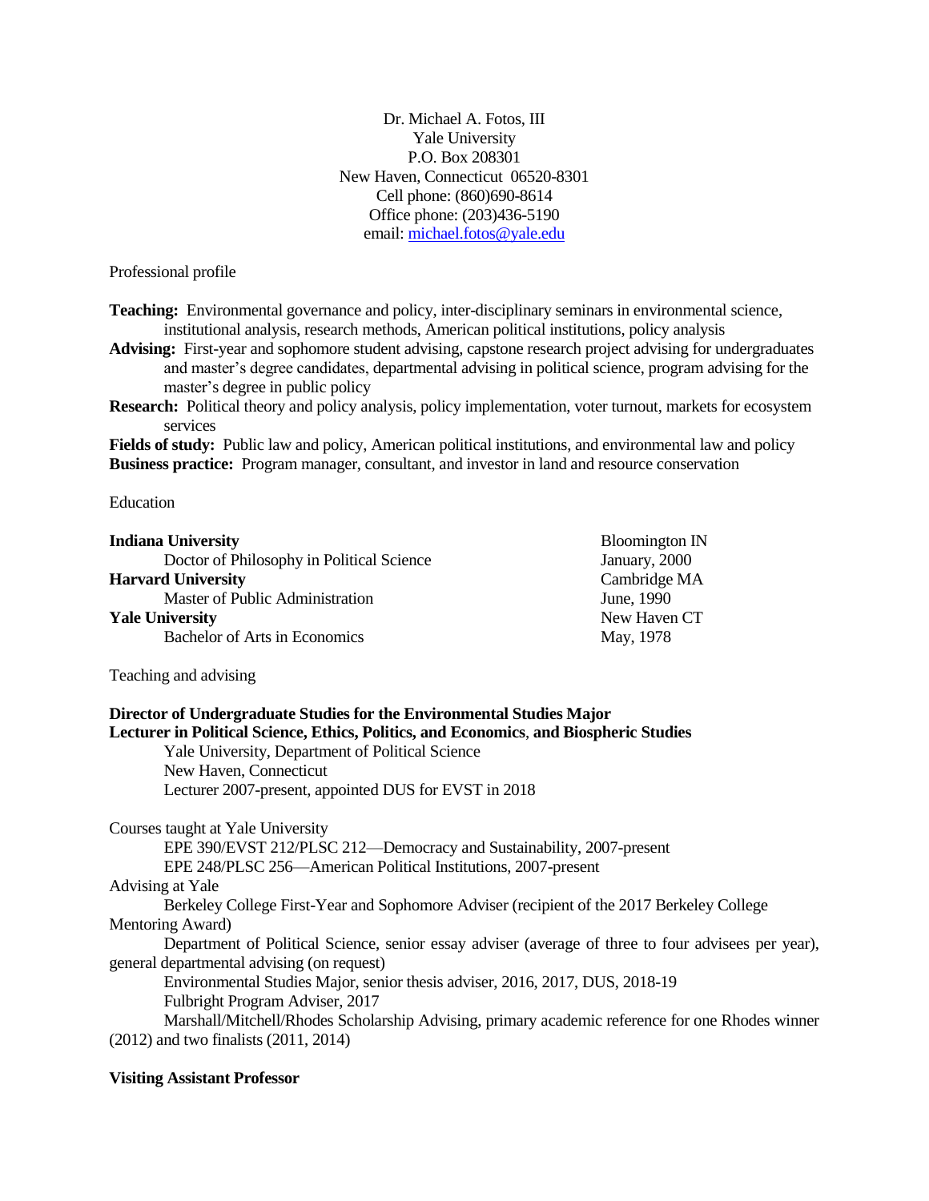Dr. Michael A. Fotos, III
Yale University
P.O. Box 208301
New Haven, Connecticut 06520-8301
Cell phone: (860)690-8614
Office phone: (203)436-5190
email: michael.fotos@yale.edu

## Professional profile

**Teaching:** Environmental governance and policy, inter-disciplinary seminars in environmental science, institutional analysis, research methods, American political institutions, policy analysis

**Advising:** First-year and sophomore student advising, capstone research project advising for undergraduates and master's degree candidates, departmental advising in political science, program advising for the master's degree in public policy

**Research:** Political theory and policy analysis, policy implementation, voter turnout, markets for ecosystem services

**Fields of study:** Public law and policy, American political institutions, and environmental law and policy

**Business practice:** Program manager, consultant, and investor in land and resource conservation

## Education

**Indiana University** — Bloomington IN
Doctor of Philosophy in Political Science — January, 2000

**Harvard University** — Cambridge MA
Master of Public Administration — June, 1990

**Yale University** — New Haven CT
Bachelor of Arts in Economics — May, 1978

## Teaching and advising

**Director of Undergraduate Studies for the Environmental Studies Major**
**Lecturer in Political Science, Ethics, Politics, and Economics, and Biospheric Studies**
Yale University, Department of Political Science
New Haven, Connecticut
Lecturer 2007-present, appointed DUS for EVST in 2018

Courses taught at Yale University
EPE 390/EVST 212/PLSC 212—Democracy and Sustainability, 2007-present
EPE 248/PLSC 256—American Political Institutions, 2007-present

Advising at Yale
Berkeley College First-Year and Sophomore Adviser (recipient of the 2017 Berkeley College Mentoring Award)
Department of Political Science, senior essay adviser (average of three to four advisees per year), general departmental advising (on request)
Environmental Studies Major, senior thesis adviser, 2016, 2017, DUS, 2018-19
Fulbright Program Adviser, 2017
Marshall/Mitchell/Rhodes Scholarship Advising, primary academic reference for one Rhodes winner (2012) and two finalists (2011, 2014)

**Visiting Assistant Professor**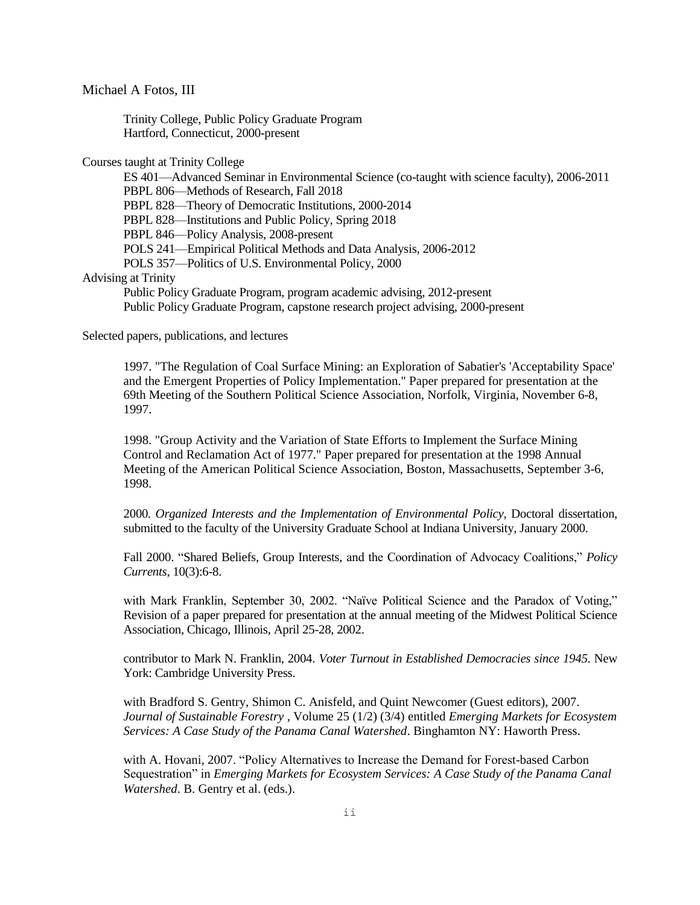Michael A Fotos, III

Trinity College, Public Policy Graduate Program
Hartford, Connecticut, 2000-present

Courses taught at Trinity College

- ES 401—Advanced Seminar in Environmental Science (co-taught with science faculty), 2006-2011
- PBPL 806—Methods of Research, Fall 2018
- PBPL 828—Theory of Democratic Institutions, 2000-2014
- PBPL 828—Institutions and Public Policy, Spring 2018
- PBPL 846—Policy Analysis, 2008-present
- POLS 241—Empirical Political Methods and Data Analysis, 2006-2012
- POLS 357—Politics of U.S. Environmental Policy, 2000

Advising at Trinity

- Public Policy Graduate Program, program academic advising, 2012-present
- Public Policy Graduate Program, capstone research project advising, 2000-present

Selected papers, publications, and lectures

1997. "The Regulation of Coal Surface Mining: an Exploration of Sabatier's 'Acceptability Space' and the Emergent Properties of Policy Implementation." Paper prepared for presentation at the 69th Meeting of the Southern Political Science Association, Norfolk, Virginia, November 6-8, 1997.

1998. "Group Activity and the Variation of State Efforts to Implement the Surface Mining Control and Reclamation Act of 1977." Paper prepared for presentation at the 1998 Annual Meeting of the American Political Science Association, Boston, Massachusetts, September 3-6, 1998.

2000. *Organized Interests and the Implementation of Environmental Policy*, Doctoral dissertation, submitted to the faculty of the University Graduate School at Indiana University, January 2000.

Fall 2000. "Shared Beliefs, Group Interests, and the Coordination of Advocacy Coalitions," *Policy Currents*, 10(3):6-8.

with Mark Franklin, September 30, 2002. "Naïve Political Science and the Paradox of Voting," Revision of a paper prepared for presentation at the annual meeting of the Midwest Political Science Association, Chicago, Illinois, April 25-28, 2002.

contributor to Mark N. Franklin, 2004. *Voter Turnout in Established Democracies since 1945*. New York: Cambridge University Press.

with Bradford S. Gentry, Shimon C. Anisfeld, and Quint Newcomer (Guest editors), 2007. *Journal of Sustainable Forestry* , Volume 25 (1/2) (3/4) entitled *Emerging Markets for Ecosystem Services: A Case Study of the Panama Canal Watershed*. Binghamton NY: Haworth Press.

with A. Hovani, 2007. "Policy Alternatives to Increase the Demand for Forest-based Carbon Sequestration" in *Emerging Markets for Ecosystem Services: A Case Study of the Panama Canal Watershed*. B. Gentry et al. (eds.).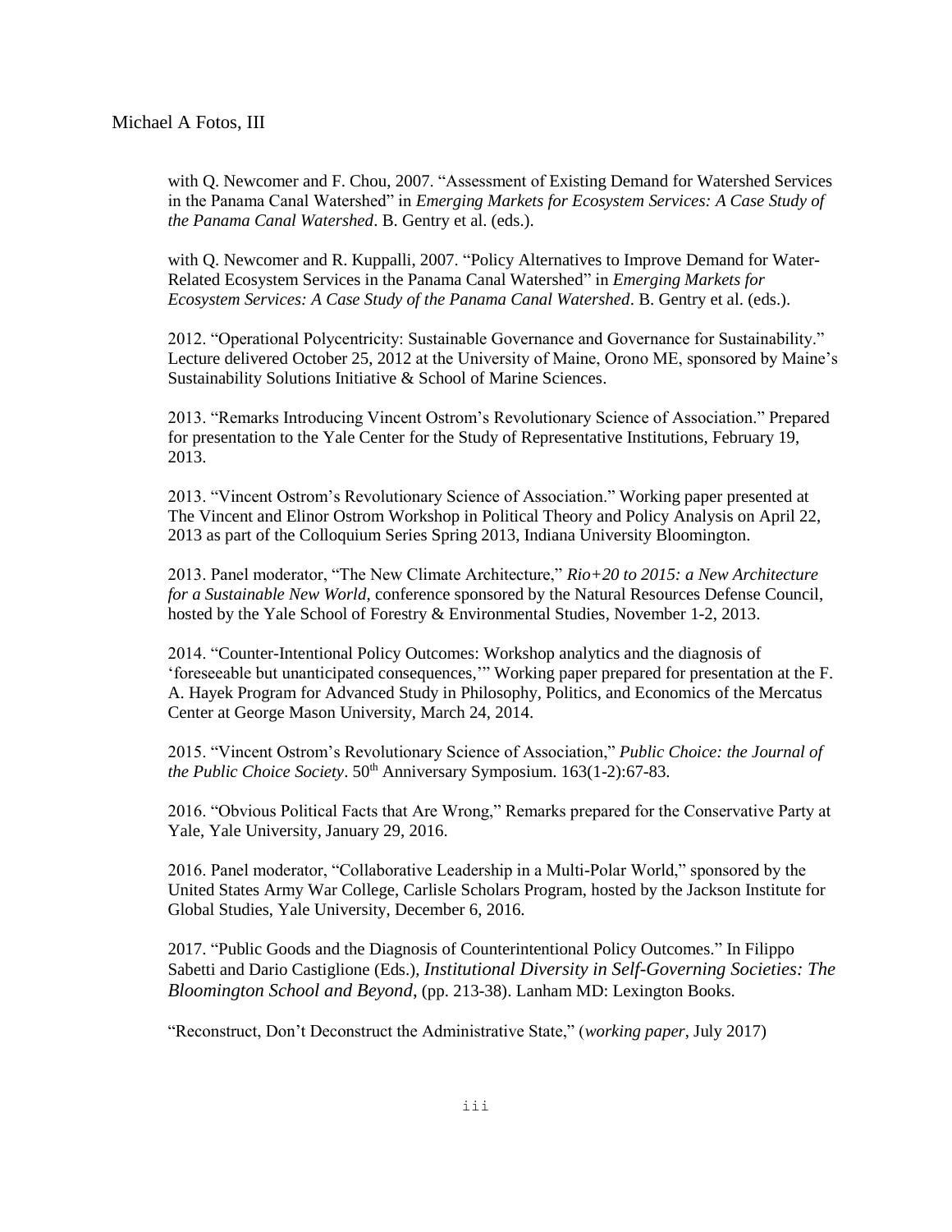with Q. Newcomer and F. Chou, 2007. "Assessment of Existing Demand for Watershed Services in the Panama Canal Watershed" in *Emerging Markets for Ecosystem Services: A Case Study of the Panama Canal Watershed*. B. Gentry et al. (eds.).

with Q. Newcomer and R. Kuppalli, 2007. "Policy Alternatives to Improve Demand for Water-Related Ecosystem Services in the Panama Canal Watershed" in *Emerging Markets for Ecosystem Services: A Case Study of the Panama Canal Watershed*. B. Gentry et al. (eds.).

2012. "Operational Polycentricity: Sustainable Governance and Governance for Sustainability." Lecture delivered October 25, 2012 at the University of Maine, Orono ME, sponsored by Maine's Sustainability Solutions Initiative & School of Marine Sciences.

2013. "Remarks Introducing Vincent Ostrom's Revolutionary Science of Association." Prepared for presentation to the Yale Center for the Study of Representative Institutions, February 19, 2013.

2013. "Vincent Ostrom's Revolutionary Science of Association." Working paper presented at The Vincent and Elinor Ostrom Workshop in Political Theory and Policy Analysis on April 22, 2013 as part of the Colloquium Series Spring 2013, Indiana University Bloomington.

2013. Panel moderator, "The New Climate Architecture," *Rio+20 to 2015: a New Architecture for a Sustainable New World*, conference sponsored by the Natural Resources Defense Council, hosted by the Yale School of Forestry & Environmental Studies, November 1-2, 2013.

2014. "Counter-Intentional Policy Outcomes: Workshop analytics and the diagnosis of 'foreseeable but unanticipated consequences,'" Working paper prepared for presentation at the F. A. Hayek Program for Advanced Study in Philosophy, Politics, and Economics of the Mercatus Center at George Mason University, March 24, 2014.

2015. "Vincent Ostrom's Revolutionary Science of Association," *Public Choice: the Journal of the Public Choice Society*. 50th Anniversary Symposium. 163(1-2):67-83.

2016. "Obvious Political Facts that Are Wrong," Remarks prepared for the Conservative Party at Yale, Yale University, January 29, 2016.

2016. Panel moderator, "Collaborative Leadership in a Multi-Polar World," sponsored by the United States Army War College, Carlisle Scholars Program, hosted by the Jackson Institute for Global Studies, Yale University, December 6, 2016.

2017. "Public Goods and the Diagnosis of Counterintentional Policy Outcomes." In Filippo Sabetti and Dario Castiglione (Eds.), *Institutional Diversity in Self-Governing Societies: The Bloomington School and Beyond*, (pp. 213-38). Lanham MD: Lexington Books.

"Reconstruct, Don't Deconstruct the Administrative State," (*working paper*, July 2017)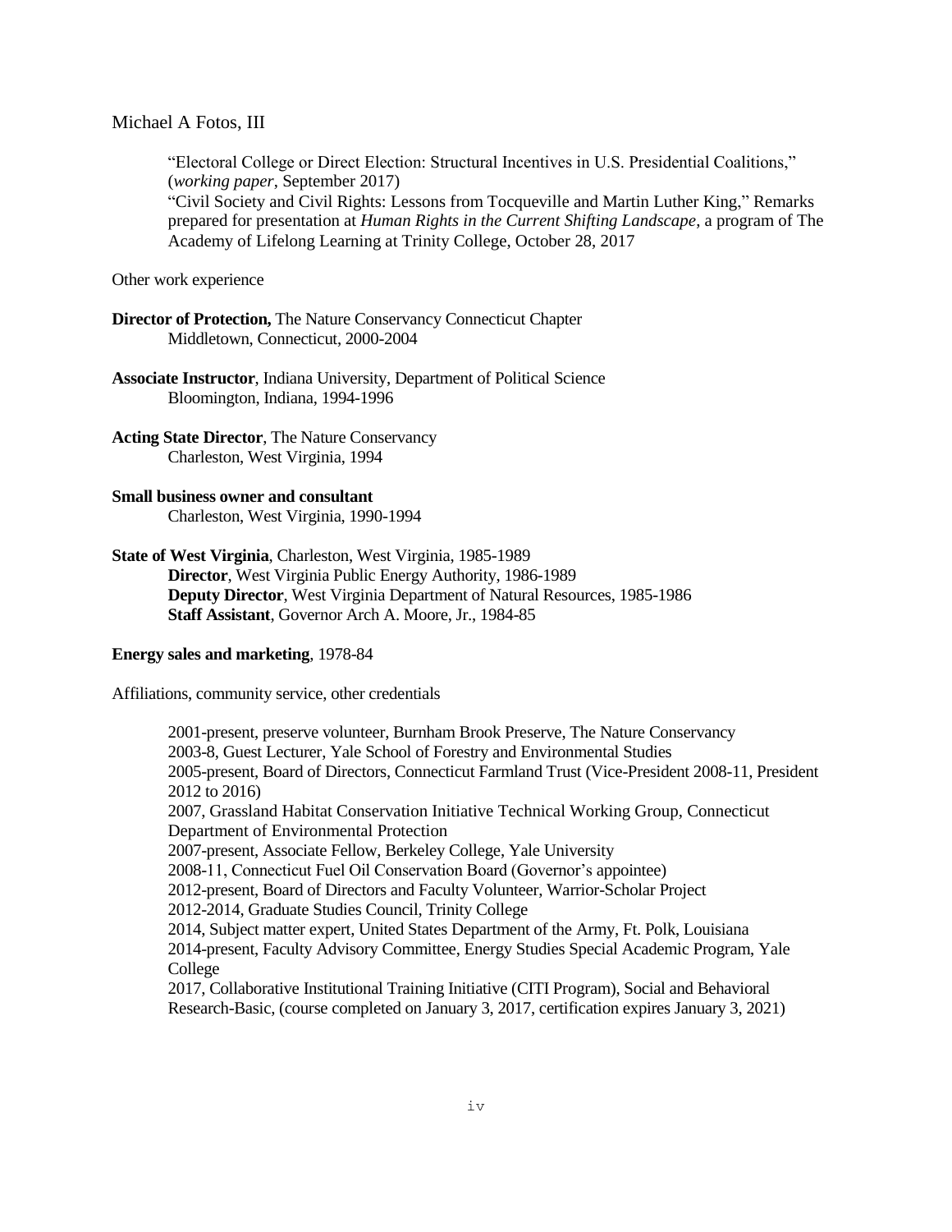Michael A Fotos, III

"Electoral College or Direct Election: Structural Incentives in U.S. Presidential Coalitions," (*working paper*, September 2017)
"Civil Society and Civil Rights: Lessons from Tocqueville and Martin Luther King," Remarks prepared for presentation at *Human Rights in the Current Shifting Landscape*, a program of The Academy of Lifelong Learning at Trinity College, October 28, 2017

Other work experience

**Director of Protection,** The Nature Conservancy Connecticut Chapter
Middletown, Connecticut, 2000-2004

**Associate Instructor**, Indiana University, Department of Political Science
Bloomington, Indiana, 1994-1996

**Acting State Director**, The Nature Conservancy
Charleston, West Virginia, 1994

**Small business owner and consultant**
Charleston, West Virginia, 1990-1994

**State of West Virginia**, Charleston, West Virginia, 1985-1989
**Director**, West Virginia Public Energy Authority, 1986-1989
**Deputy Director**, West Virginia Department of Natural Resources, 1985-1986
**Staff Assistant**, Governor Arch A. Moore, Jr., 1984-85

**Energy sales and marketing**, 1978-84

Affiliations, community service, other credentials

2001-present, preserve volunteer, Burnham Brook Preserve, The Nature Conservancy
2003-8, Guest Lecturer, Yale School of Forestry and Environmental Studies
2005-present, Board of Directors, Connecticut Farmland Trust (Vice-President 2008-11, President 2012 to 2016)
2007, Grassland Habitat Conservation Initiative Technical Working Group, Connecticut Department of Environmental Protection
2007-present, Associate Fellow, Berkeley College, Yale University
2008-11, Connecticut Fuel Oil Conservation Board (Governor's appointee)
2012-present, Board of Directors and Faculty Volunteer, Warrior-Scholar Project
2012-2014, Graduate Studies Council, Trinity College
2014, Subject matter expert, United States Department of the Army, Ft. Polk, Louisiana
2014-present, Faculty Advisory Committee, Energy Studies Special Academic Program, Yale College
2017, Collaborative Institutional Training Initiative (CITI Program), Social and Behavioral Research-Basic, (course completed on January 3, 2017, certification expires January 3, 2021)